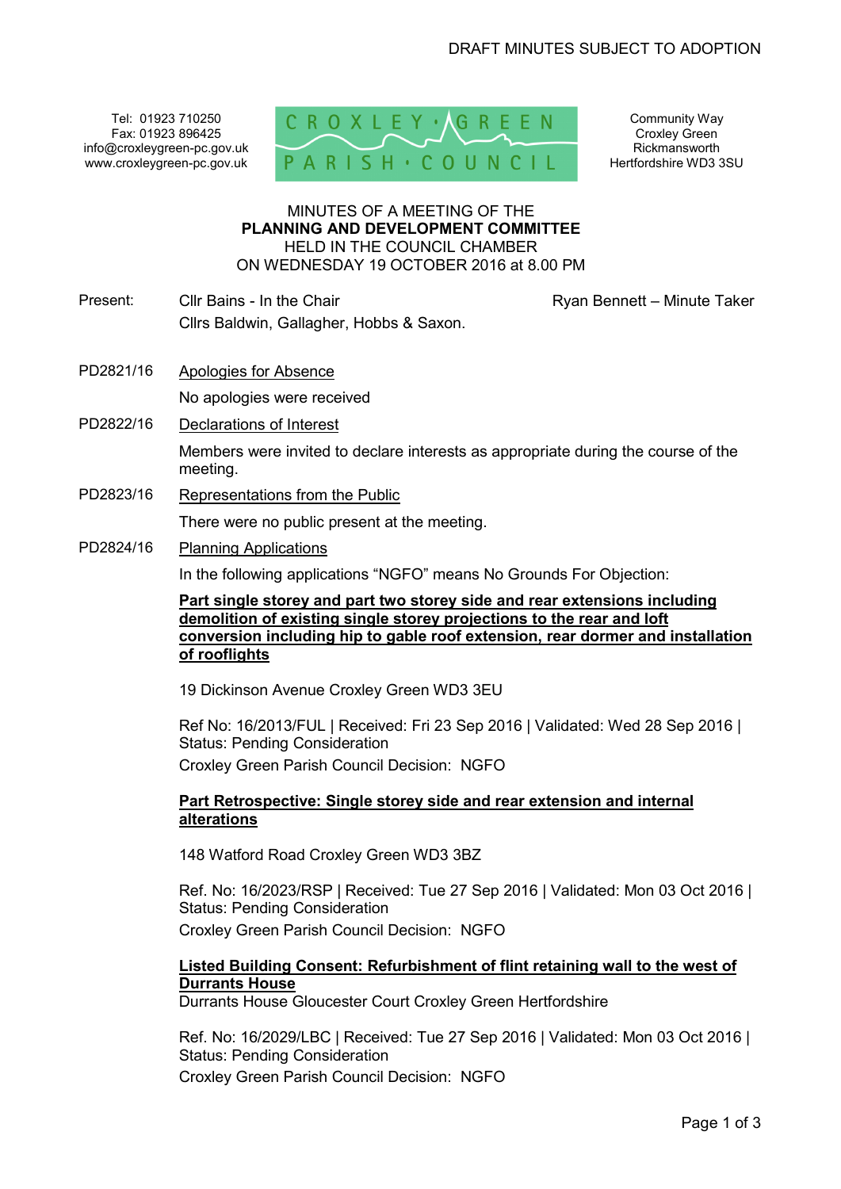DRAFT MINUTES SUBJECT TO ADOPTION

Tel: 01923 710250
Fax: 01923 896425
info@croxleygreen-pc.gov.uk
www.croxleygreen-pc.gov.uk

CROXLEY GREEN PARISH COUNCIL

Community Way
Croxley Green
Rickmansworth
Hertfordshire WD3 3SU

# MINUTES OF A MEETING OF THE PLANNING AND DEVELOPMENT COMMITTEE HELD IN THE COUNCIL CHAMBER ON WEDNESDAY 19 OCTOBER 2016 at 8.00 PM

Present: Cllr Bains - In the Chair
Cllrs Baldwin, Gallagher, Hobbs & Saxon.

Ryan Bennett – Minute Taker

**PD2821/16** Apologies for Absence

No apologies were received

**PD2822/16** Declarations of Interest

Members were invited to declare interests as appropriate during the course of the meeting.

**PD2823/16** Representations from the Public

There were no public present at the meeting.

**PD2824/16** Planning Applications

In the following applications "NGFO" means No Grounds For Objection:

**Part single storey and part two storey side and rear extensions including demolition of existing single storey projections to the rear and loft conversion including hip to gable roof extension, rear dormer and installation of rooflights**

19 Dickinson Avenue Croxley Green WD3 3EU

Ref No: 16/2013/FUL | Received: Fri 23 Sep 2016 | Validated: Wed 28 Sep 2016 | Status: Pending Consideration
Croxley Green Parish Council Decision: NGFO

**Part Retrospective: Single storey side and rear extension and internal alterations**

148 Watford Road Croxley Green WD3 3BZ

Ref. No: 16/2023/RSP | Received: Tue 27 Sep 2016 | Validated: Mon 03 Oct 2016 | Status: Pending Consideration
Croxley Green Parish Council Decision: NGFO

**Listed Building Consent: Refurbishment of flint retaining wall to the west of Durrants House**
Durrants House Gloucester Court Croxley Green Hertfordshire

Ref. No: 16/2029/LBC | Received: Tue 27 Sep 2016 | Validated: Mon 03 Oct 2016 | Status: Pending Consideration
Croxley Green Parish Council Decision: NGFO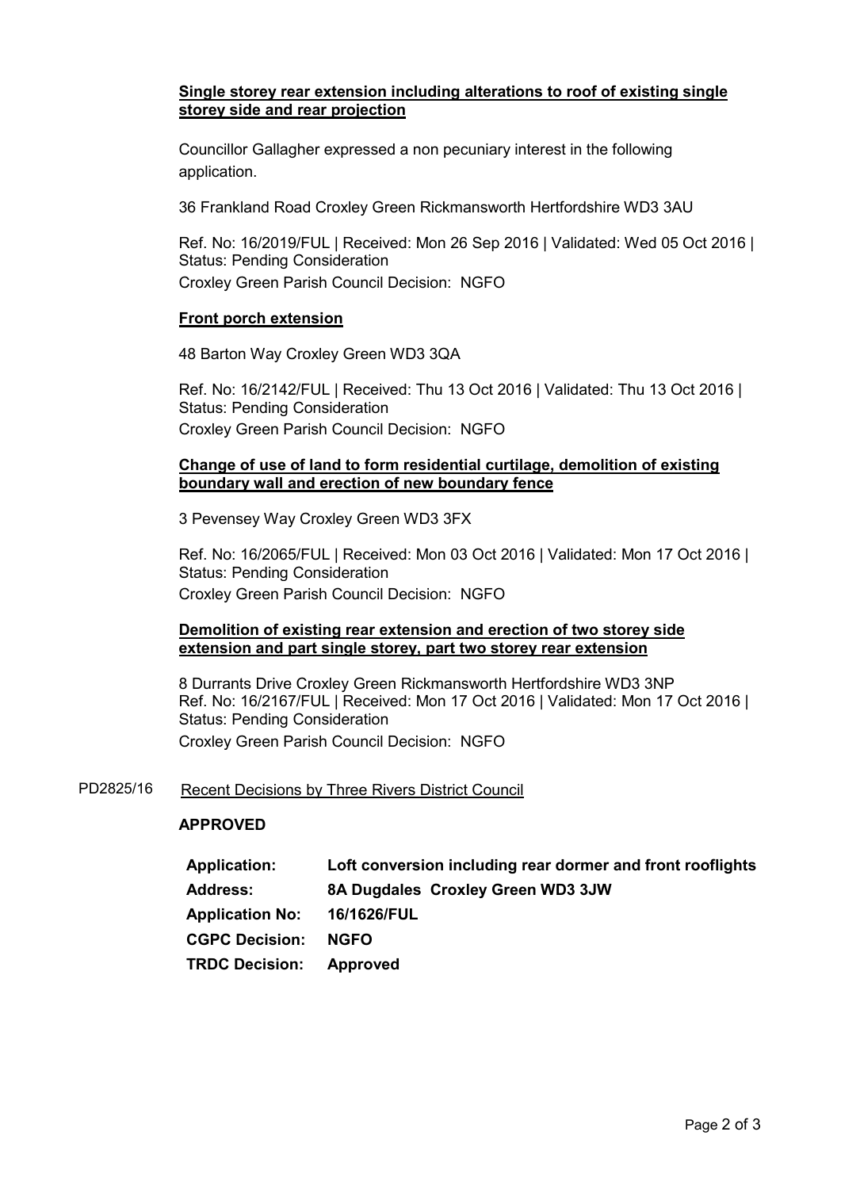**Single storey rear extension including alterations to roof of existing single storey side and rear projection**

Councillor Gallagher expressed a non pecuniary interest in the following application.

36 Frankland Road Croxley Green Rickmansworth Hertfordshire WD3 3AU

Ref. No: 16/2019/FUL | Received: Mon 26 Sep 2016 | Validated: Wed 05 Oct 2016 | Status: Pending Consideration
Croxley Green Parish Council Decision: NGFO

**Front porch extension**

48 Barton Way Croxley Green WD3 3QA

Ref. No: 16/2142/FUL | Received: Thu 13 Oct 2016 | Validated: Thu 13 Oct 2016 | Status: Pending Consideration
Croxley Green Parish Council Decision: NGFO

**Change of use of land to form residential curtilage, demolition of existing boundary wall and erection of new boundary fence**

3 Pevensey Way Croxley Green WD3 3FX

Ref. No: 16/2065/FUL | Received: Mon 03 Oct 2016 | Validated: Mon 17 Oct 2016 | Status: Pending Consideration
Croxley Green Parish Council Decision: NGFO

**Demolition of existing rear extension and erection of two storey side extension and part single storey, part two storey rear extension**

8 Durrants Drive Croxley Green Rickmansworth Hertfordshire WD3 3NP
Ref. No: 16/2167/FUL | Received: Mon 17 Oct 2016 | Validated: Mon 17 Oct 2016 | Status: Pending Consideration
Croxley Green Parish Council Decision: NGFO

PD2825/16 Recent Decisions by Three Rivers District Council

**APPROVED**

| | |
|---|---|
| **Application:** | **Loft conversion including rear dormer and front rooflights** |
| **Address:** | **8A Dugdales Croxley Green WD3 3JW** |
| **Application No:** | **16/1626/FUL** |
| **CGPC Decision:** | **NGFO** |
| **TRDC Decision:** | **Approved** |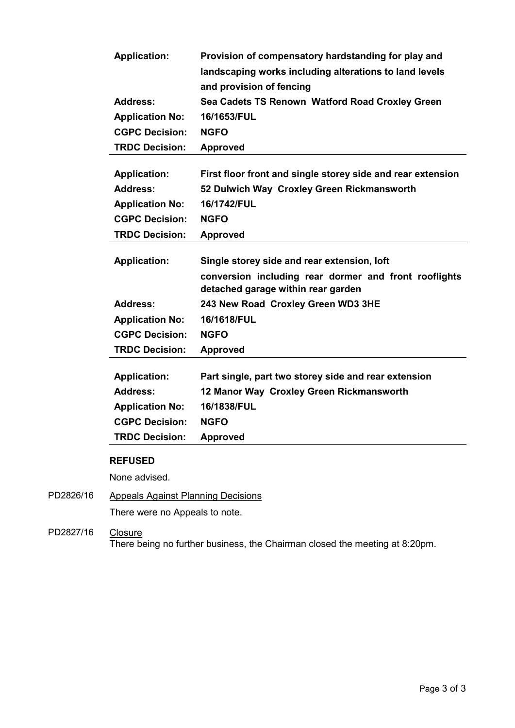| | |
|---|---|
| **Application:** | **Provision of compensatory hardstanding for play and landscaping works including alterations to land levels and provision of fencing** |
| **Address:** | **Sea Cadets TS Renown Watford Road Croxley Green** |
| **Application No:** | **16/1653/FUL** |
| **CGPC Decision:** | **NGFO** |
| **TRDC Decision:** | **Approved** |

| | |
|---|---|
| **Application:** | **First floor front and single storey side and rear extension** |
| **Address:** | **52 Dulwich Way Croxley Green Rickmansworth** |
| **Application No:** | **16/1742/FUL** |
| **CGPC Decision:** | **NGFO** |
| **TRDC Decision:** | **Approved** |

| | |
|---|---|
| **Application:** | **Single storey side and rear extension, loft conversion including rear dormer and front rooflights detached garage within rear garden** |
| **Address:** | **243 New Road Croxley Green WD3 3HE** |
| **Application No:** | **16/1618/FUL** |
| **CGPC Decision:** | **NGFO** |
| **TRDC Decision:** | **Approved** |

| | |
|---|---|
| **Application:** | **Part single, part two storey side and rear extension** |
| **Address:** | **12 Manor Way Croxley Green Rickmansworth** |
| **Application No:** | **16/1838/FUL** |
| **CGPC Decision:** | **NGFO** |
| **TRDC Decision:** | **Approved** |

**REFUSED**

None advised.

PD2826/16 Appeals Against Planning Decisions

There were no Appeals to note.

PD2827/16 Closure

There being no further business, the Chairman closed the meeting at 8:20pm.